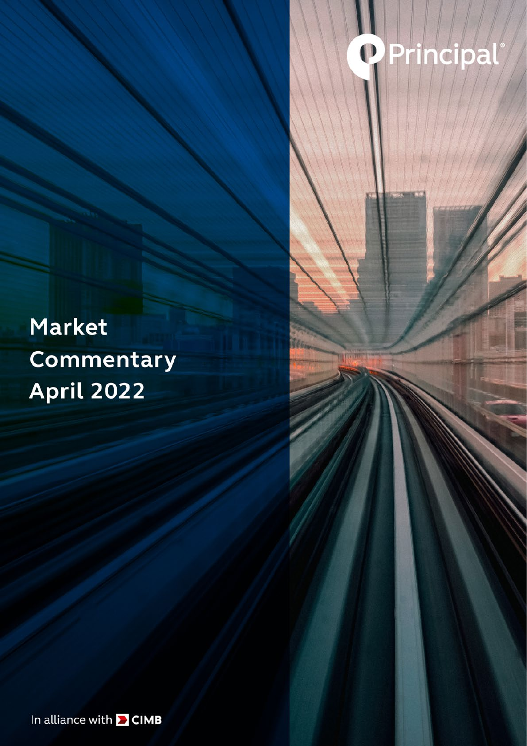Principal®

# Market Commentary April 2022

In alliance with CIMB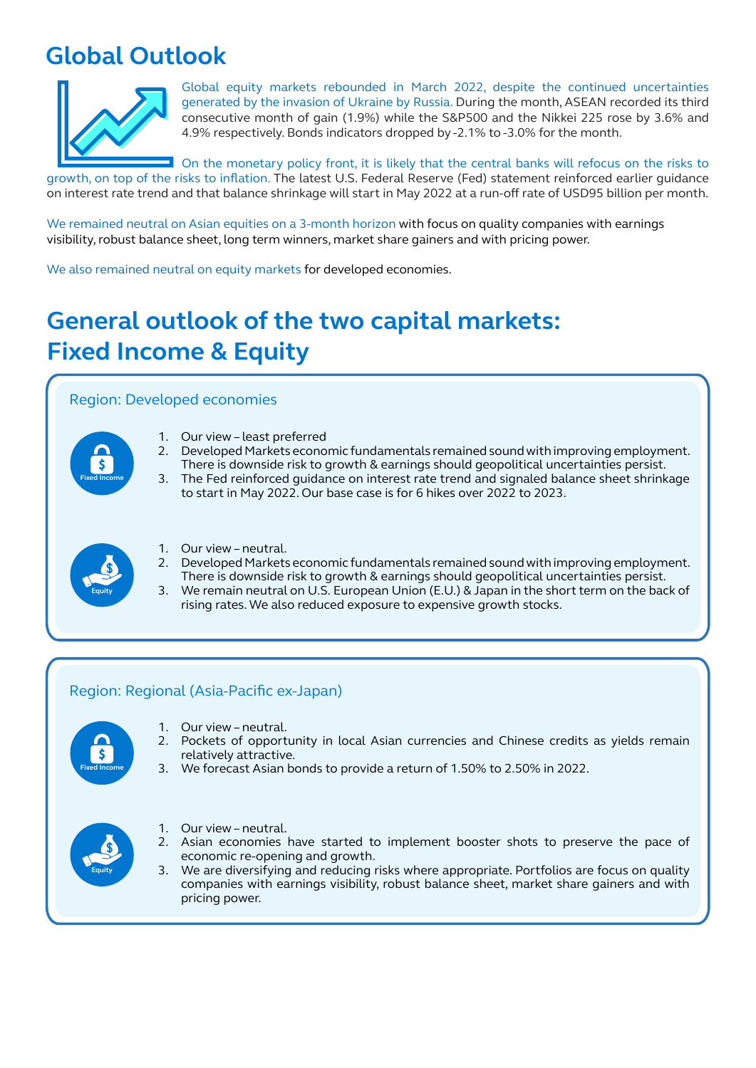# Global Outlook

Global equity markets rebounded in March 2022, despite the continued uncertainties generated by the invasion of Ukraine by Russia. During the month, ASEAN recorded its third consecutive month of gain (1.9%) while the S&P500 and the Nikkei 225 rose by 3.6% and 4.9% respectively. Bonds indicators dropped by -2.1% to -3.0% for the month.

On the monetary policy front, it is likely that the central banks will refocus on the risks to growth, on top of the risks to inflation. The latest U.S. Federal Reserve (Fed) statement reinforced earlier guidance on interest rate trend and that balance shrinkage will start in May 2022 at a run-off rate of USD95 billion per month.

We remained neutral on Asian equities on a 3-month horizon with focus on quality companies with earnings visibility, robust balance sheet, long term winners, market share gainers and with pricing power.

We also remained neutral on equity markets for developed economies.

# General outlook of the two capital markets: Fixed Income & Equity

## Region: Developed economies

**Fixed Income**

1. Our view – least preferred
2. Developed Markets economic fundamentals remained sound with improving employment. There is downside risk to growth & earnings should geopolitical uncertainties persist.
3. The Fed reinforced guidance on interest rate trend and signaled balance sheet shrinkage to start in May 2022. Our base case is for 6 hikes over 2022 to 2023.

**Equity**

1. Our view – neutral.
2. Developed Markets economic fundamentals remained sound with improving employment. There is downside risk to growth & earnings should geopolitical uncertainties persist.
3. We remain neutral on U.S. European Union (E.U.) & Japan in the short term on the back of rising rates. We also reduced exposure to expensive growth stocks.

## Region: Regional (Asia-Pacific ex-Japan)

**Fixed Income**

1. Our view – neutral.
2. Pockets of opportunity in local Asian currencies and Chinese credits as yields remain relatively attractive.
3. We forecast Asian bonds to provide a return of 1.50% to 2.50% in 2022.

**Equity**

1. Our view – neutral.
2. Asian economies have started to implement booster shots to preserve the pace of economic re-opening and growth.
3. We are diversifying and reducing risks where appropriate. Portfolios are focus on quality companies with earnings visibility, robust balance sheet, market share gainers and with pricing power.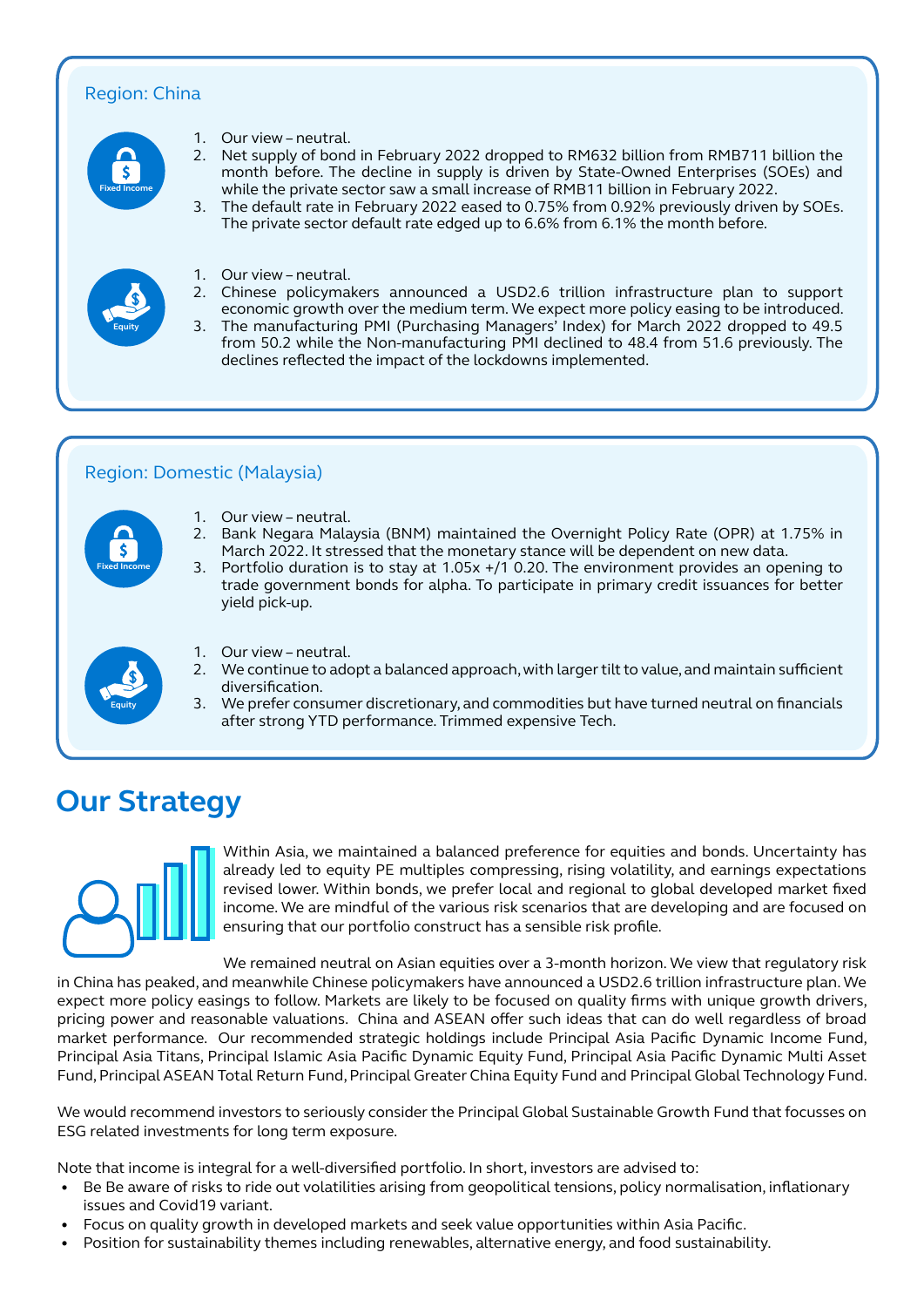## Region: China

**Fixed Income**

1. Our view – neutral.
2. Net supply of bond in February 2022 dropped to RM632 billion from RMB711 billion the month before. The decline in supply is driven by State-Owned Enterprises (SOEs) and while the private sector saw a small increase of RMB11 billion in February 2022.
3. The default rate in February 2022 eased to 0.75% from 0.92% previously driven by SOEs. The private sector default rate edged up to 6.6% from 6.1% the month before.

**Equity**

1. Our view – neutral.
2. Chinese policymakers announced a USD2.6 trillion infrastructure plan to support economic growth over the medium term. We expect more policy easing to be introduced.
3. The manufacturing PMI (Purchasing Managers' Index) for March 2022 dropped to 49.5 from 50.2 while the Non-manufacturing PMI declined to 48.4 from 51.6 previously. The declines reflected the impact of the lockdowns implemented.

## Region: Domestic (Malaysia)

**Fixed Income**

1. Our view – neutral.
2. Bank Negara Malaysia (BNM) maintained the Overnight Policy Rate (OPR) at 1.75% in March 2022. It stressed that the monetary stance will be dependent on new data.
3. Portfolio duration is to stay at 1.05x +/1 0.20. The environment provides an opening to trade government bonds for alpha. To participate in primary credit issuances for better yield pick-up.

**Equity**

1. Our view – neutral.
2. We continue to adopt a balanced approach, with larger tilt to value, and maintain sufficient diversification.
3. We prefer consumer discretionary, and commodities but have turned neutral on financials after strong YTD performance. Trimmed expensive Tech.

# Our Strategy

Within Asia, we maintained a balanced preference for equities and bonds. Uncertainty has already led to equity PE multiples compressing, rising volatility, and earnings expectations revised lower. Within bonds, we prefer local and regional to global developed market fixed income. We are mindful of the various risk scenarios that are developing and are focused on ensuring that our portfolio construct has a sensible risk profile.

We remained neutral on Asian equities over a 3-month horizon. We view that regulatory risk in China has peaked, and meanwhile Chinese policymakers have announced a USD2.6 trillion infrastructure plan. We expect more policy easings to follow. Markets are likely to be focused on quality firms with unique growth drivers, pricing power and reasonable valuations. China and ASEAN offer such ideas that can do well regardless of broad market performance. Our recommended strategic holdings include Principal Asia Pacific Dynamic Income Fund, Principal Asia Titans, Principal Islamic Asia Pacific Dynamic Equity Fund, Principal Asia Pacific Dynamic Multi Asset Fund, Principal ASEAN Total Return Fund, Principal Greater China Equity Fund and Principal Global Technology Fund.

We would recommend investors to seriously consider the Principal Global Sustainable Growth Fund that focusses on ESG related investments for long term exposure.

Note that income is integral for a well-diversified portfolio. In short, investors are advised to:

- Be Be aware of risks to ride out volatilities arising from geopolitical tensions, policy normalisation, inflationary issues and Covid19 variant.
- Focus on quality growth in developed markets and seek value opportunities within Asia Pacific.
- Position for sustainability themes including renewables, alternative energy, and food sustainability.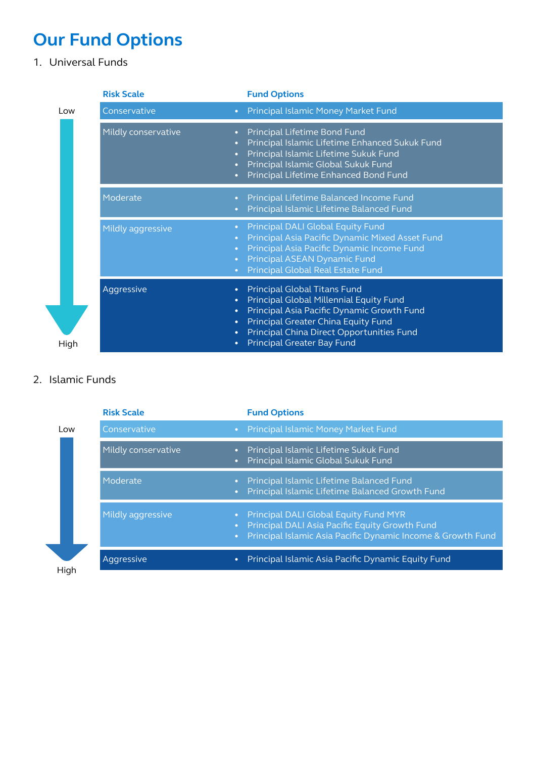# Our Fund Options

1. Universal Funds

Low → High

| Risk Scale | Fund Options |
|---|---|
| Conservative | • Principal Islamic Money Market Fund |
| Mildly conservative | • Principal Lifetime Bond Fund<br>• Principal Islamic Lifetime Enhanced Sukuk Fund<br>• Principal Islamic Lifetime Sukuk Fund<br>• Principal Islamic Global Sukuk Fund<br>• Principal Lifetime Enhanced Bond Fund |
| Moderate | • Principal Lifetime Balanced Income Fund<br>• Principal Islamic Lifetime Balanced Fund |
| Mildly aggressive | • Principal DALI Global Equity Fund<br>• Principal Asia Pacific Dynamic Mixed Asset Fund<br>• Principal Asia Pacific Dynamic Income Fund<br>• Principal ASEAN Dynamic Fund<br>• Principal Global Real Estate Fund |
| Aggressive | • Principal Global Titans Fund<br>• Principal Global Millennial Equity Fund<br>• Principal Asia Pacific Dynamic Growth Fund<br>• Principal Greater China Equity Fund<br>• Principal China Direct Opportunities Fund<br>• Principal Greater Bay Fund |

2. Islamic Funds

Low → High

| Risk Scale | Fund Options |
|---|---|
| Conservative | • Principal Islamic Money Market Fund |
| Mildly conservative | • Principal Islamic Lifetime Sukuk Fund<br>• Principal Islamic Global Sukuk Fund |
| Moderate | • Principal Islamic Lifetime Balanced Fund<br>• Principal Islamic Lifetime Balanced Growth Fund |
| Mildly aggressive | • Principal DALI Global Equity Fund MYR<br>• Principal DALI Asia Pacific Equity Growth Fund<br>• Principal Islamic Asia Pacific Dynamic Income & Growth Fund |
| Aggressive | • Principal Islamic Asia Pacific Dynamic Equity Fund |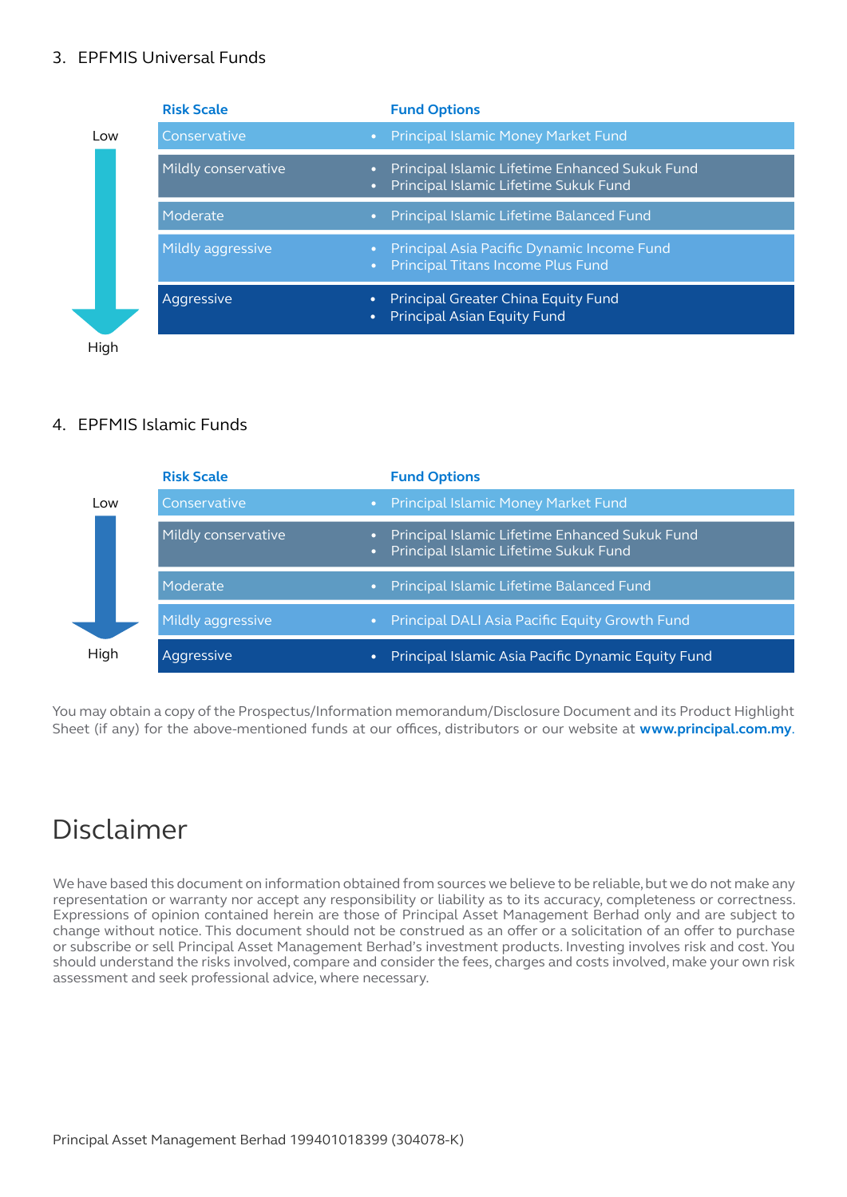3. EPFMIS Universal Funds

Low → High

| Risk Scale | Fund Options |
|---|---|
| Conservative | • Principal Islamic Money Market Fund |
| Mildly conservative | • Principal Islamic Lifetime Enhanced Sukuk Fund<br>• Principal Islamic Lifetime Sukuk Fund |
| Moderate | • Principal Islamic Lifetime Balanced Fund |
| Mildly aggressive | • Principal Asia Pacific Dynamic Income Fund<br>• Principal Titans Income Plus Fund |
| Aggressive | • Principal Greater China Equity Fund<br>• Principal Asian Equity Fund |

4. EPFMIS Islamic Funds

Low → High

| Risk Scale | Fund Options |
|---|---|
| Conservative | • Principal Islamic Money Market Fund |
| Mildly conservative | • Principal Islamic Lifetime Enhanced Sukuk Fund<br>• Principal Islamic Lifetime Sukuk Fund |
| Moderate | • Principal Islamic Lifetime Balanced Fund |
| Mildly aggressive | • Principal DALI Asia Pacific Equity Growth Fund |
| Aggressive | • Principal Islamic Asia Pacific Dynamic Equity Fund |

You may obtain a copy of the Prospectus/Information memorandum/Disclosure Document and its Product Highlight Sheet (if any) for the above-mentioned funds at our offices, distributors or our website at **www.principal.com.my**.

# Disclaimer

We have based this document on information obtained from sources we believe to be reliable, but we do not make any representation or warranty nor accept any responsibility or liability as to its accuracy, completeness or correctness. Expressions of opinion contained herein are those of Principal Asset Management Berhad only and are subject to change without notice. This document should not be construed as an offer or a solicitation of an offer to purchase or subscribe or sell Principal Asset Management Berhad's investment products. Investing involves risk and cost. You should understand the risks involved, compare and consider the fees, charges and costs involved, make your own risk assessment and seek professional advice, where necessary.

Principal Asset Management Berhad 199401018399 (304078-K)